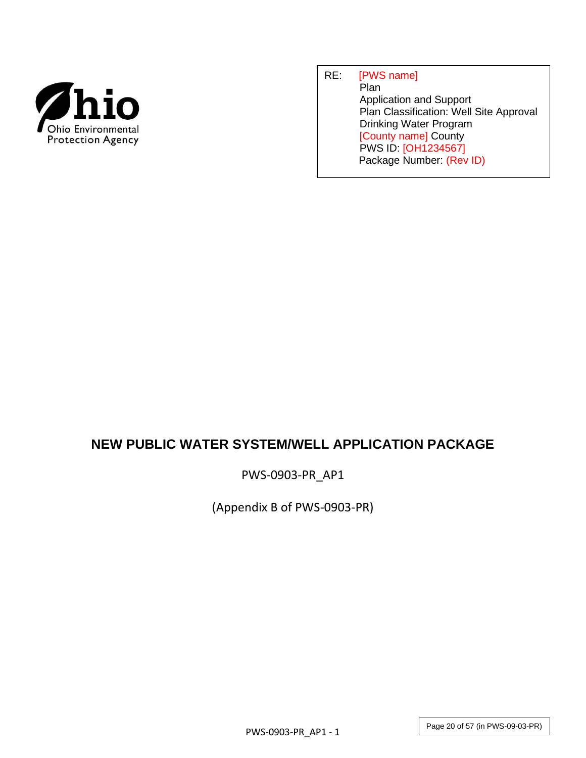Ohio Environmental Protection Agency

RE: [PWS name]
Plan
Application and Support
Plan Classification: Well Site Approval
Drinking Water Program
[County name] County
PWS ID: [OH1234567]
Package Number: (Rev ID)

# NEW PUBLIC WATER SYSTEM/WELL APPLICATION PACKAGE

PWS-0903-PR_AP1

(Appendix B of PWS-0903-PR)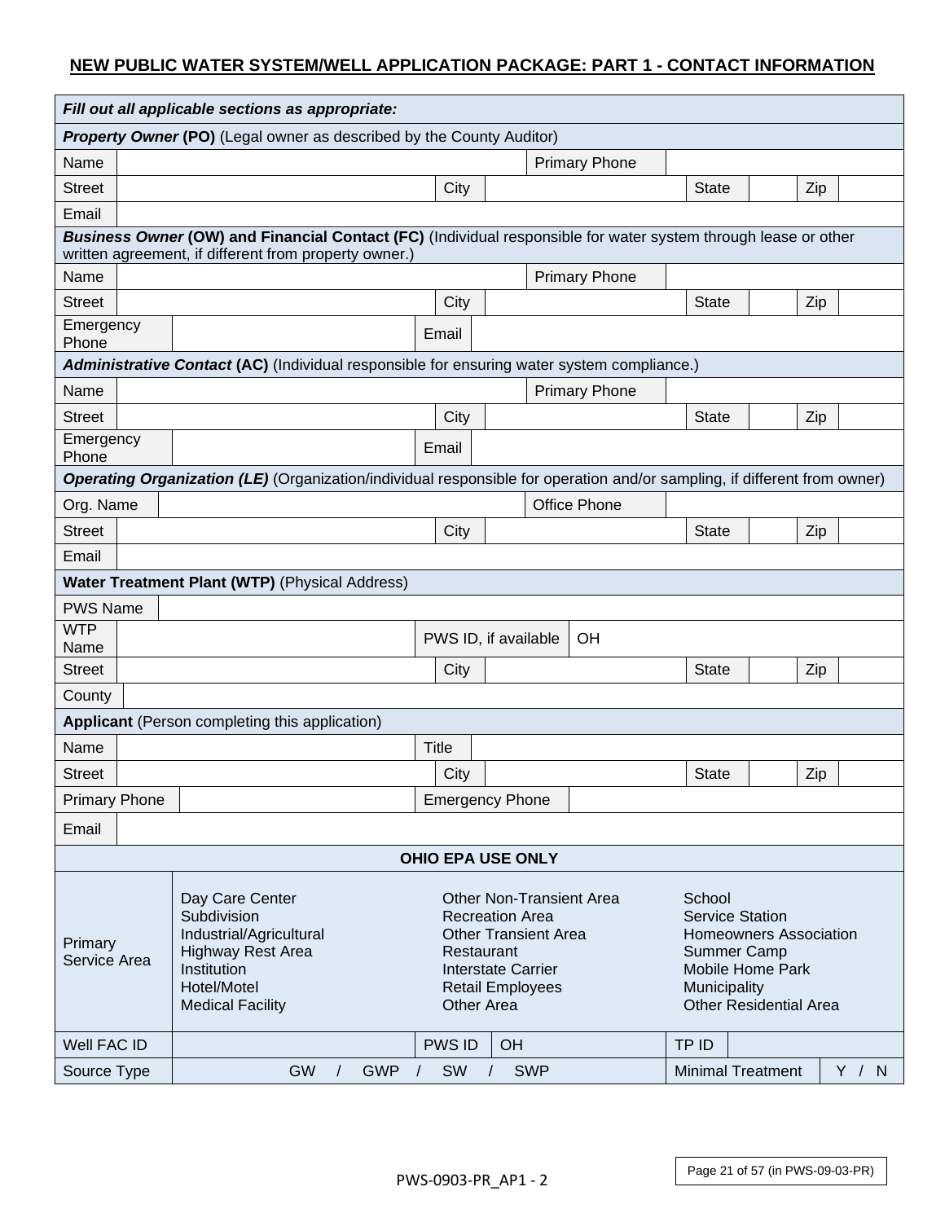## NEW PUBLIC WATER SYSTEM/WELL APPLICATION PACKAGE: PART 1 - CONTACT INFORMATION

| *Fill out all applicable sections as appropriate:* | | | | | | | |
|---|---|---|---|---|---|---|---|
| ***Property Owner* (PO)** (Legal owner as described by the County Auditor) | | | | | | | |
| Name | | Primary Phone | | | | | |
| Street | | City | | State | | Zip | |
| Email | | | | | | | |
| ***Business Owner* (OW) and Financial Contact (FC)** (Individual responsible for water system through lease or other written agreement, if different from property owner.) | | | | | | | |
| Name | | Primary Phone | | | | | |
| Street | | City | | State | | Zip | |
| Emergency Phone | | Email | | | | | |
| ***Administrative Contact* (AC)** (Individual responsible for ensuring water system compliance.) | | | | | | | |
| Name | | Primary Phone | | | | | |
| Street | | City | | State | | Zip | |
| Emergency Phone | | Email | | | | | |
| ***Operating Organization (LE)*** (Organization/individual responsible for operation and/or sampling, if different from owner) | | | | | | | |
| Org. Name | | Office Phone | | | | | |
| Street | | City | | State | | Zip | |
| Email | | | | | | | |
| **Water Treatment Plant (WTP)** (Physical Address) | | | | | | | |
| PWS Name | | | | | | | |
| WTP Name | | PWS ID, if available | OH | | | | |
| Street | | City | | State | | Zip | |
| County | | | | | | | |
| **Applicant** (Person completing this application) | | | | | | | |
| Name | | Title | | | | | |
| Street | | City | | State | | Zip | |
| Primary Phone | | Emergency Phone | | | | | |
| Email | | | | | | | |

| **OHIO EPA USE ONLY** | | | | | |
|---|---|---|---|---|---|
| Primary Service Area | Day Care Center<br>Subdivision<br>Industrial/Agricultural<br>Highway Rest Area<br>Institution<br>Hotel/Motel<br>Medical Facility | Other Non-Transient Area<br>Recreation Area<br>Other Transient Area<br>Restaurant<br>Interstate Carrier<br>Retail Employees<br>Other Area | School<br>Service Station<br>Homeowners Association<br>Summer Camp<br>Mobile Home Park<br>Municipality<br>Other Residential Area | | |
| Well FAC ID | | PWS ID | OH | TP ID | |
| Source Type | GW / GWP / SW / SWP | | | Minimal Treatment | Y / N |

PWS-0903-PR_AP1 - 2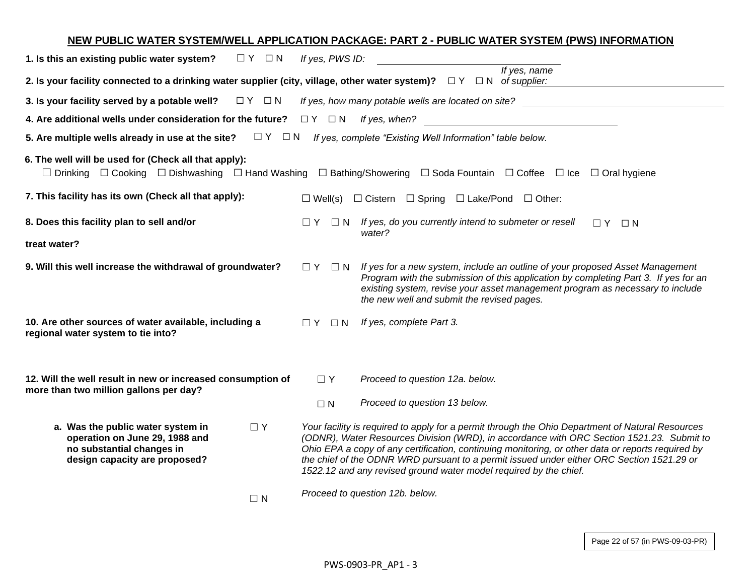## NEW PUBLIC WATER SYSTEM/WELL APPLICATION PACKAGE: PART 2 - PUBLIC WATER SYSTEM (PWS) INFORMATION

**1. Is this an existing public water system?** ☐ Y ☐ N *If yes, PWS ID:* ____________________

**2. Is your facility connected to a drinking water supplier (city, village, other water system)?** ☐ Y ☐ N *If yes, name of supplier:* ____________________

**3. Is your facility served by a potable well?** ☐ Y ☐ N *If yes, how many potable wells are located on site?* ____________________

**4. Are additional wells under consideration for the future?** ☐ Y ☐ N *If yes, when?* ____________________

**5. Are multiple wells already in use at the site?** ☐ Y ☐ N *If yes, complete "Existing Well Information" table below.*

**6. The well will be used for (Check all that apply):**

☐ Drinking ☐ Cooking ☐ Dishwashing ☐ Hand Washing ☐ Bathing/Showering ☐ Soda Fountain ☐ Coffee ☐ Ice ☐ Oral hygiene

**7. This facility has its own (Check all that apply):** ☐ Well(s) ☐ Cistern ☐ Spring ☐ Lake/Pond ☐ Other:

**8. Does this facility plan to sell and/or treat water?** ☐ Y ☐ N *If yes, do you currently intend to submeter or resell water?* ☐ Y ☐ N

**9. Will this well increase the withdrawal of groundwater?** ☐ Y ☐ N *If yes for a new system, include an outline of your proposed Asset Management Program with the submission of this application by completing Part 3. If yes for an existing system, revise your asset management program as necessary to include the new well and submit the revised pages.*

**10. Are other sources of water available, including a regional water system to tie into?** ☐ Y ☐ N *If yes, complete Part 3.*

**12. Will the well result in new or increased consumption of more than two million gallons per day?**

☐ Y *Proceed to question 12a. below.*

☐ N *Proceed to question 13 below.*

**a. Was the public water system in operation on June 29, 1988 and no substantial changes in design capacity are proposed?**

☐ Y *Your facility is required to apply for a permit through the Ohio Department of Natural Resources (ODNR), Water Resources Division (WRD), in accordance with ORC Section 1521.23. Submit to Ohio EPA a copy of any certification, continuing monitoring, or other data or reports required by the chief of the ODNR WRD pursuant to a permit issued under either ORC Section 1521.29 or 1522.12 and any revised ground water model required by the chief.*

☐ N *Proceed to question 12b. below.*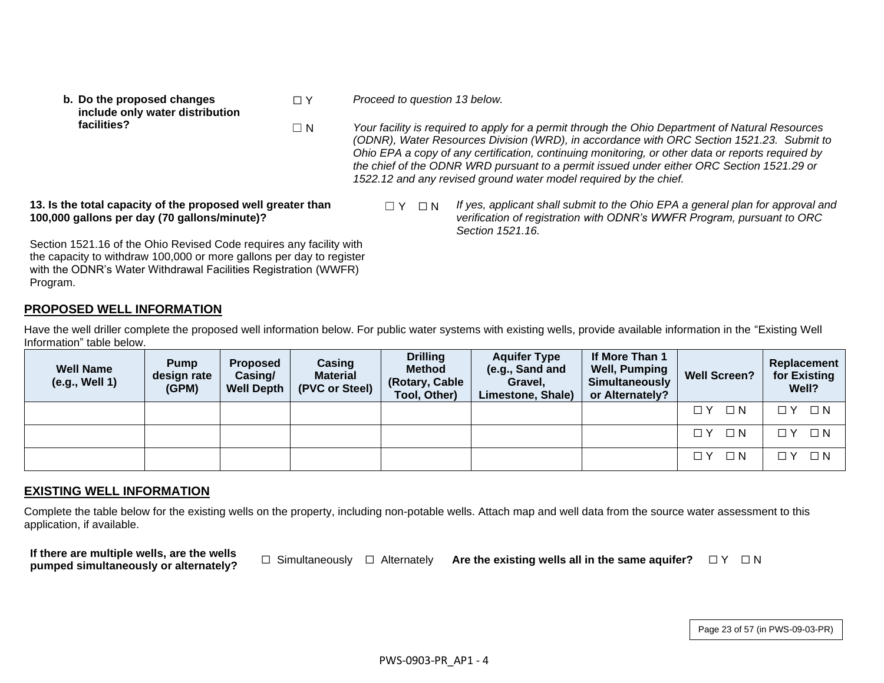**b. Do the proposed changes include only water distribution facilities?**

☐ Y *Proceed to question 13 below.*

☐ N *Your facility is required to apply for a permit through the Ohio Department of Natural Resources (ODNR), Water Resources Division (WRD), in accordance with ORC Section 1521.23. Submit to Ohio EPA a copy of any certification, continuing monitoring, or other data or reports required by the chief of the ODNR WRD pursuant to a permit issued under either ORC Section 1521.29 or 1522.12 and any revised ground water model required by the chief.*

**13. Is the total capacity of the proposed well greater than 100,000 gallons per day (70 gallons/minute)?**

☐ Y ☐ N *If yes, applicant shall submit to the Ohio EPA a general plan for approval and verification of registration with ODNR's WWFR Program, pursuant to ORC Section 1521.16.*

Section 1521.16 of the Ohio Revised Code requires any facility with the capacity to withdraw 100,000 or more gallons per day to register with the ODNR's Water Withdrawal Facilities Registration (WWFR) Program.

## PROPOSED WELL INFORMATION

Have the well driller complete the proposed well information below. For public water systems with existing wells, provide available information in the "Existing Well Information" table below.

| Well Name (e.g., Well 1) | Pump design rate (GPM) | Proposed Casing/ Well Depth | Casing Material (PVC or Steel) | Drilling Method (Rotary, Cable Tool, Other) | Aquifer Type (e.g., Sand and Gravel, Limestone, Shale) | If More Than 1 Well, Pumping Simultaneously or Alternately? | Well Screen? | Replacement for Existing Well? |
|---|---|---|---|---|---|---|---|---|
| | | | | | | | ☐ Y ☐ N | ☐ Y ☐ N |
| | | | | | | | ☐ Y ☐ N | ☐ Y ☐ N |
| | | | | | | | ☐ Y ☐ N | ☐ Y ☐ N |

## EXISTING WELL INFORMATION

Complete the table below for the existing wells on the property, including non-potable wells. Attach map and well data from the source water assessment to this application, if available.

**If there are multiple wells, are the wells pumped simultaneously or alternately?** ☐ Simultaneously ☐ Alternately **Are the existing wells all in the same aquifer?** ☐ Y ☐ N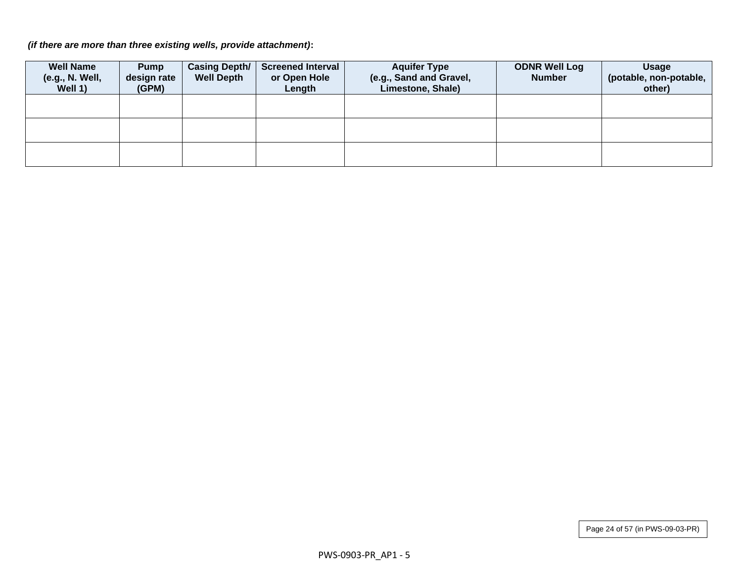*(if there are more than three existing wells, provide attachment)*:

| Well Name (e.g., N. Well, Well 1) | Pump design rate (GPM) | Casing Depth/ Well Depth | Screened Interval or Open Hole Length | Aquifer Type (e.g., Sand and Gravel, Limestone, Shale) | ODNR Well Log Number | Usage (potable, non-potable, other) |
|---|---|---|---|---|---|---|
| | | | | | | |
| | | | | | | |
| | | | | | | |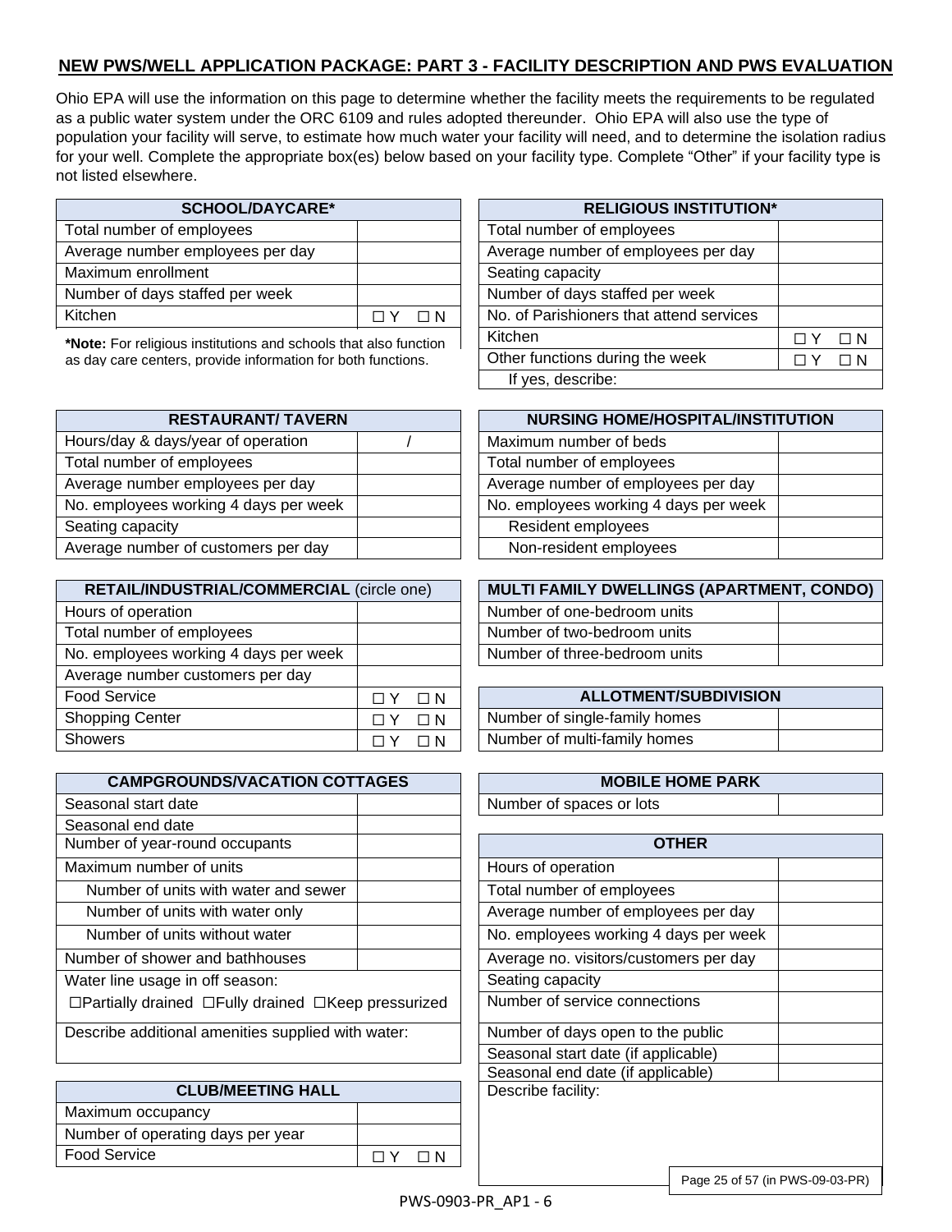## NEW PWS/WELL APPLICATION PACKAGE: PART 3 - FACILITY DESCRIPTION AND PWS EVALUATION

Ohio EPA will use the information on this page to determine whether the facility meets the requirements to be regulated as a public water system under the ORC 6109 and rules adopted thereunder. Ohio EPA will also use the type of population your facility will serve, to estimate how much water your facility will need, and to determine the isolation radius for your well. Complete the appropriate box(es) below based on your facility type. Complete "Other" if your facility type is not listed elsewhere.

| SCHOOL/DAYCARE* | |
|---|---|
| Total number of employees | |
| Average number employees per day | |
| Maximum enrollment | |
| Number of days staffed per week | |
| Kitchen | ☐ Y ☐ N |

***Note:** For religious institutions and schools that also function as day care centers, provide information for both functions.

| RELIGIOUS INSTITUTION* | |
|---|---|
| Total number of employees | |
| Average number of employees per day | |
| Seating capacity | |
| Number of days staffed per week | |
| No. of Parishioners that attend services | |
| Kitchen | ☐ Y ☐ N |
| Other functions during the week | ☐ Y ☐ N |
| If yes, describe: | |

| RESTAURANT/ TAVERN | |
|---|---|
| Hours/day & days/year of operation | / |
| Total number of employees | |
| Average number employees per day | |
| No. employees working 4 days per week | |
| Seating capacity | |
| Average number of customers per day | |

| NURSING HOME/HOSPITAL/INSTITUTION | |
|---|---|
| Maximum number of beds | |
| Total number of employees | |
| Average number of employees per day | |
| No. employees working 4 days per week | |
| Resident employees | |
| Non-resident employees | |

| RETAIL/INDUSTRIAL/COMMERCIAL (circle one) | |
|---|---|
| Hours of operation | |
| Total number of employees | |
| No. employees working 4 days per week | |
| Average number customers per day | |
| Food Service | ☐ Y ☐ N |
| Shopping Center | ☐ Y ☐ N |
| Showers | ☐ Y ☐ N |

| MULTI FAMILY DWELLINGS (APARTMENT, CONDO) | |
|---|---|
| Number of one-bedroom units | |
| Number of two-bedroom units | |
| Number of three-bedroom units | |

| ALLOTMENT/SUBDIVISION | |
|---|---|
| Number of single-family homes | |
| Number of multi-family homes | |

| CAMPGROUNDS/VACATION COTTAGES | |
|---|---|
| Seasonal start date | |
| Seasonal end date | |
| Number of year-round occupants | |
| Maximum number of units | |
| Number of units with water and sewer | |
| Number of units with water only | |
| Number of units without water | |
| Number of shower and bathhouses | |
| Water line usage in off season: ☐Partially drained ☐Fully drained ☐Keep pressurized | |
| Describe additional amenities supplied with water: | |

| MOBILE HOME PARK | |
|---|---|
| Number of spaces or lots | |

| CLUB/MEETING HALL | |
|---|---|
| Maximum occupancy | |
| Number of operating days per year | |
| Food Service | ☐ Y ☐ N |

| OTHER | |
|---|---|
| Hours of operation | |
| Total number of employees | |
| Average number of employees per day | |
| No. employees working 4 days per week | |
| Average no. visitors/customers per day | |
| Seating capacity | |
| Number of service connections | |
| Number of days open to the public | |
| Seasonal start date (if applicable) | |
| Seasonal end date (if applicable) | |
| Describe facility: | |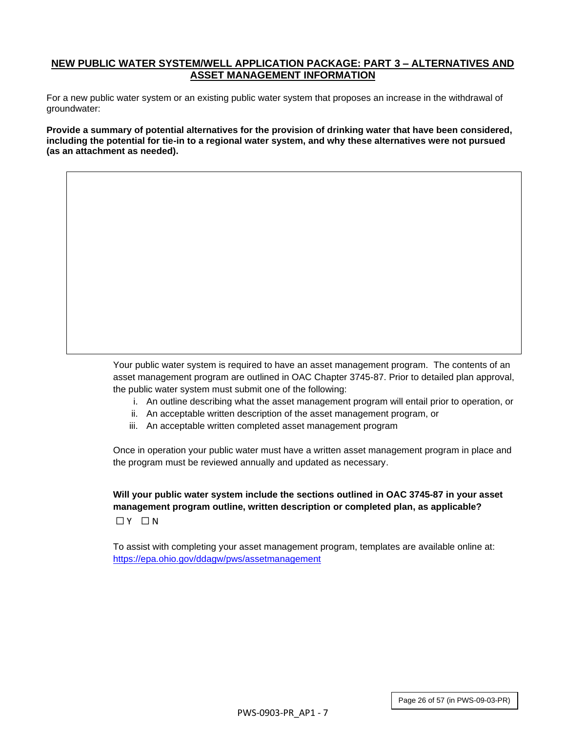## NEW PUBLIC WATER SYSTEM/WELL APPLICATION PACKAGE: PART 3 – ALTERNATIVES AND ASSET MANAGEMENT INFORMATION

For a new public water system or an existing public water system that proposes an increase in the withdrawal of groundwater:

**Provide a summary of potential alternatives for the provision of drinking water that have been considered, including the potential for tie-in to a regional water system, and why these alternatives were not pursued (as an attachment as needed).**

| |
|---|
| |

Your public water system is required to have an asset management program. The contents of an asset management program are outlined in OAC Chapter 3745-87. Prior to detailed plan approval, the public water system must submit one of the following:

i. An outline describing what the asset management program will entail prior to operation, or
ii. An acceptable written description of the asset management program, or
iii. An acceptable written completed asset management program

Once in operation your public water must have a written asset management program in place and the program must be reviewed annually and updated as necessary.

**Will your public water system include the sections outlined in OAC 3745-87 in your asset management program outline, written description or completed plan, as applicable?**

☐ Y ☐ N

To assist with completing your asset management program, templates are available online at: https://epa.ohio.gov/ddagw/pws/assetmanagement

Page 26 of 57 (in PWS-09-03-PR)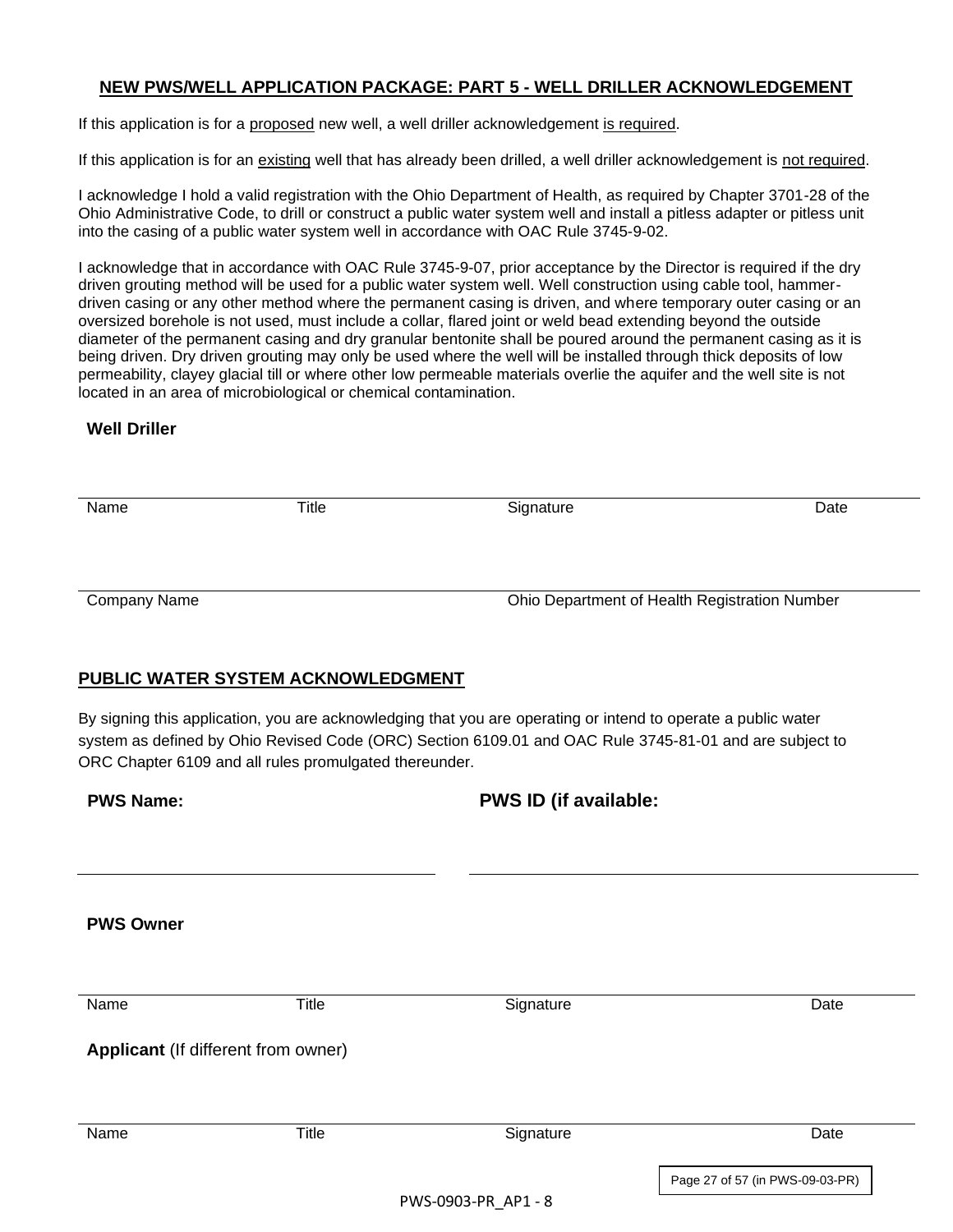## NEW PWS/WELL APPLICATION PACKAGE: PART 5 - WELL DRILLER ACKNOWLEDGEMENT

If this application is for a proposed new well, a well driller acknowledgement is required.

If this application is for an existing well that has already been drilled, a well driller acknowledgement is not required.

I acknowledge I hold a valid registration with the Ohio Department of Health, as required by Chapter 3701-28 of the Ohio Administrative Code, to drill or construct a public water system well and install a pitless adapter or pitless unit into the casing of a public water system well in accordance with OAC Rule 3745-9-02.

I acknowledge that in accordance with OAC Rule 3745-9-07, prior acceptance by the Director is required if the dry driven grouting method will be used for a public water system well. Well construction using cable tool, hammer-driven casing or any other method where the permanent casing is driven, and where temporary outer casing or an oversized borehole is not used, must include a collar, flared joint or weld bead extending beyond the outside diameter of the permanent casing and dry granular bentonite shall be poured around the permanent casing as it is being driven. Dry driven grouting may only be used where the well will be installed through thick deposits of low permeability, clayey glacial till or where other low permeable materials overlie the aquifer and the well site is not located in an area of microbiological or chemical contamination.

**Well Driller**

| Name | Title | Signature | Date |
|---|---|---|---|
| | | | |

| Company Name | Ohio Department of Health Registration Number |
|---|---|
| | |

## PUBLIC WATER SYSTEM ACKNOWLEDGMENT

By signing this application, you are acknowledging that you are operating or intend to operate a public water system as defined by Ohio Revised Code (ORC) Section 6109.01 and OAC Rule 3745-81-01 and are subject to ORC Chapter 6109 and all rules promulgated thereunder.

**PWS Name:** ____________________ **PWS ID (if available:** ____________________

**PWS Owner**

| Name | Title | Signature | Date |
|---|---|---|---|
| | | | |

**Applicant** (If different from owner)

| Name | Title | Signature | Date |
|---|---|---|---|
| | | | |